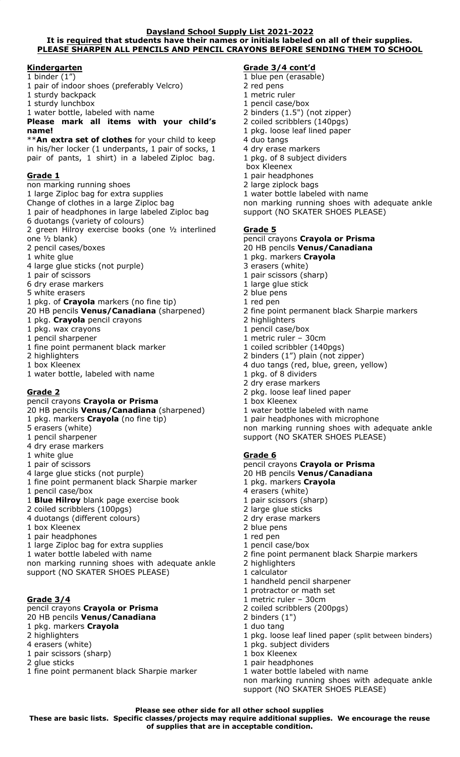**Daysland School Supply List 2021-2022**

**It is required that students have their names or initials labeled on all of their supplies.**

**PLEASE SHARPEN ALL PENCILS AND PENCIL CRAYONS BEFORE SENDING THEM TO SCHOOL**

## Kindergarten

1 binder (1")
1 pair of indoor shoes (preferably Velcro)
1 sturdy backpack
1 sturdy lunchbox
1 water bottle, labeled with name

**Please mark all items with your child's name!**

**An extra set of clothes** for your child to keep in his/her locker (1 underpants, 1 pair of socks, 1 pair of pants, 1 shirt) in a labeled Ziploc bag.

## Grade 1

non marking running shoes
1 large Ziploc bag for extra supplies
Change of clothes in a large Ziploc bag
1 pair of headphones in large labeled Ziploc bag
6 duotangs (variety of colours)
2 green Hilroy exercise books (one ½ interlined one ½ blank)
2 pencil cases/boxes
1 white glue
4 large glue sticks (not purple)
1 pair of scissors
6 dry erase markers
5 white erasers
1 pkg. of **Crayola** markers (no fine tip)
20 HB pencils **Venus/Canadiana** (sharpened)
1 pkg. **Crayola** pencil crayons
1 pkg. wax crayons
1 pencil sharpener
1 fine point permanent black marker
2 highlighters
1 box Kleenex
1 water bottle, labeled with name

## Grade 2

pencil crayons **Crayola or Prisma**
20 HB pencils **Venus/Canadiana** (sharpened)
1 pkg. markers **Crayola** (no fine tip)
5 erasers (white)
1 pencil sharpener
4 dry erase markers
1 white glue
1 pair of scissors
4 large glue sticks (not purple)
1 fine point permanent black Sharpie marker
1 pencil case/box
1 **Blue Hilroy** blank page exercise book
2 coiled scribblers (100pgs)
4 duotangs (different colours)
1 box Kleenex
1 pair headphones
1 large Ziploc bag for extra supplies
1 water bottle labeled with name
non marking running shoes with adequate ankle support (NO SKATER SHOES PLEASE)

## Grade 3/4

pencil crayons **Crayola or Prisma**
20 HB pencils **Venus/Canadiana**
1 pkg. markers **Crayola**
2 highlighters
4 erasers (white)
1 pair scissors (sharp)
2 glue sticks
1 fine point permanent black Sharpie marker

## Grade 3/4 cont'd

1 blue pen (erasable)
2 red pens
1 metric ruler
1 pencil case/box
2 binders (1.5") (not zipper)
2 coiled scribblers (140pgs)
1 pkg. loose leaf lined paper
4 duo tangs
4 dry erase markers
1 pkg. of 8 subject dividers
box Kleenex
1 pair headphones
2 large ziplock bags
1 water bottle labeled with name
non marking running shoes with adequate ankle support (NO SKATER SHOES PLEASE)

## Grade 5

pencil crayons **Crayola or Prisma**
20 HB pencils **Venus/Canadiana**
1 pkg. markers **Crayola**
3 erasers (white)
1 pair scissors (sharp)
1 large glue stick
2 blue pens
1 red pen
2 fine point permanent black Sharpie markers
2 highlighters
1 pencil case/box
1 metric ruler – 30cm
1 coiled scribbler (140pgs)
2 binders (1") plain (not zipper)
4 duo tangs (red, blue, green, yellow)
1 pkg. of 8 dividers
2 dry erase markers
2 pkg. loose leaf lined paper
1 box Kleenex
1 water bottle labeled with name
1 pair headphones with microphone
non marking running shoes with adequate ankle support (NO SKATER SHOES PLEASE)

## Grade 6

pencil crayons **Crayola or Prisma**
20 HB pencils **Venus/Canadiana**
1 pkg. markers **Crayola**
4 erasers (white)
1 pair scissors (sharp)
2 large glue sticks
2 dry erase markers
2 blue pens
1 red pen
1 pencil case/box
2 fine point permanent black Sharpie markers
2 highlighters
1 calculator
1 handheld pencil sharpener
1 protractor or math set
1 metric ruler – 30cm
2 coiled scribblers (200pgs)
2 binders (1")
1 duo tang
1 pkg. loose leaf lined paper (split between binders)
1 pkg. subject dividers
1 box Kleenex
1 pair headphones
1 water bottle labeled with name
non marking running shoes with adequate ankle support (NO SKATER SHOES PLEASE)

**Please see other side for all other school supplies**

**These are basic lists. Specific classes/projects may require additional supplies. We encourage the reuse of supplies that are in acceptable condition.**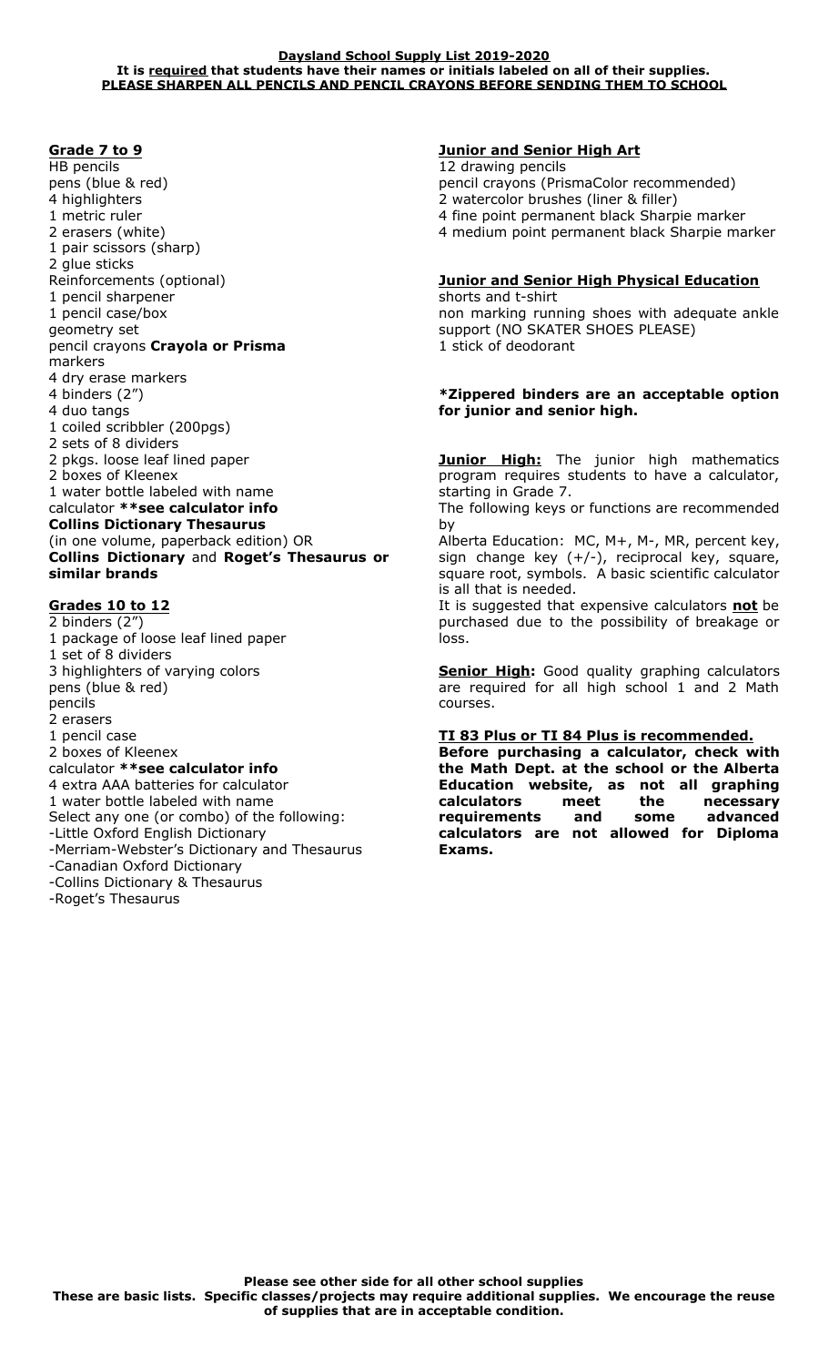**Daysland School Supply List 2019-2020**

**It is required that students have their names or initials labeled on all of their supplies.**

**PLEASE SHARPEN ALL PENCILS AND PENCIL CRAYONS BEFORE SENDING THEM TO SCHOOL**

## Grade 7 to 9

HB pencils
pens (blue & red)
4 highlighters
1 metric ruler
2 erasers (white)
1 pair scissors (sharp)
2 glue sticks
Reinforcements (optional)
1 pencil sharpener
1 pencil case/box
geometry set
pencil crayons **Crayola or Prisma**
markers
4 dry erase markers
4 binders (2")
4 duo tangs
1 coiled scribbler (200pgs)
2 sets of 8 dividers
2 pkgs. loose leaf lined paper
2 boxes of Kleenex
1 water bottle labeled with name
calculator **\*\*see calculator info**
**Collins Dictionary Thesaurus**
(in one volume, paperback edition) OR
**Collins Dictionary** and **Roget's Thesaurus or similar brands**

## Grades 10 to 12

2 binders (2")
1 package of loose leaf lined paper
1 set of 8 dividers
3 highlighters of varying colors
pens (blue & red)
pencils
2 erasers
1 pencil case
2 boxes of Kleenex
calculator **\*\*see calculator info**
4 extra AAA batteries for calculator
1 water bottle labeled with name
Select any one (or combo) of the following:
-Little Oxford English Dictionary
-Merriam-Webster's Dictionary and Thesaurus
-Canadian Oxford Dictionary
-Collins Dictionary & Thesaurus
-Roget's Thesaurus

## Junior and Senior High Art

12 drawing pencils
pencil crayons (PrismaColor recommended)
2 watercolor brushes (liner & filler)
4 fine point permanent black Sharpie marker
4 medium point permanent black Sharpie marker

## Junior and Senior High Physical Education

shorts and t-shirt
non marking running shoes with adequate ankle support (NO SKATER SHOES PLEASE)
1 stick of deodorant

**\*Zippered binders are an acceptable option for junior and senior high.**

**Junior High:** The junior high mathematics program requires students to have a calculator, starting in Grade 7.

The following keys or functions are recommended by Alberta Education: MC, M+, M-, MR, percent key, sign change key (+/-), reciprocal key, square, square root, symbols. A basic scientific calculator is all that is needed.

It is suggested that expensive calculators **not** be purchased due to the possibility of breakage or loss.

**Senior High:** Good quality graphing calculators are required for all high school 1 and 2 Math courses.

**TI 83 Plus or TI 84 Plus is recommended.**

**Before purchasing a calculator, check with the Math Dept. at the school or the Alberta Education website, as not all graphing calculators meet the necessary requirements and some advanced calculators are not allowed for Diploma Exams.**

**Please see other side for all other school supplies**

**These are basic lists. Specific classes/projects may require additional supplies. We encourage the reuse of supplies that are in acceptable condition.**